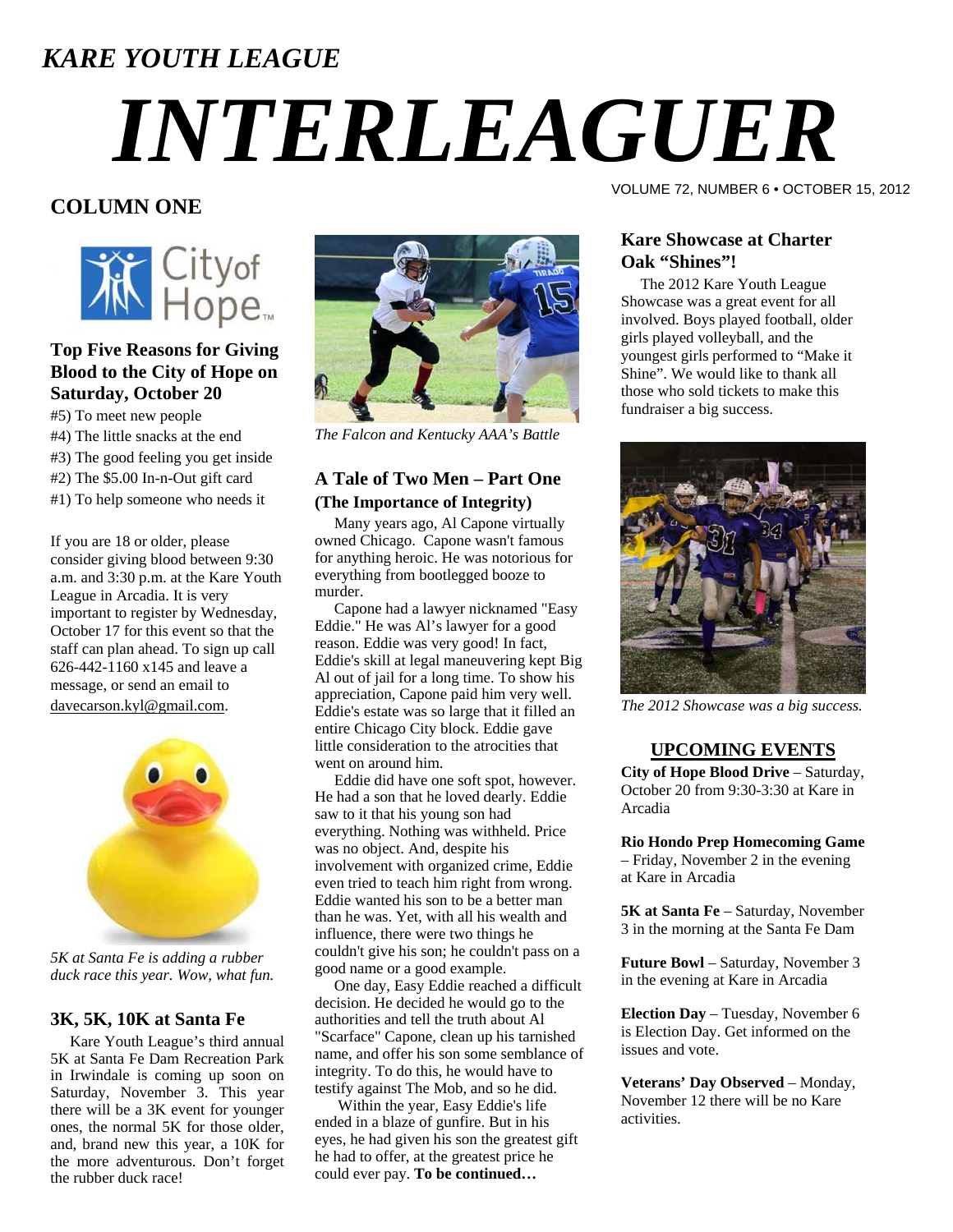*KARE YOUTH LEAGUE*

# *INTERLEAGUER*

VOLUME 72, NUMBER 6 • OCTOBER 15, 2012

## COLUMN ONE

### Top Five Reasons for Giving Blood to the City of Hope on Saturday, October 20

#5) To meet new people
#4) The little snacks at the end
#3) The good feeling you get inside
#2) The $5.00 In-n-Out gift card
#1) To help someone who needs it

If you are 18 or older, please consider giving blood between 9:30 a.m. and 3:30 p.m. at the Kare Youth League in Arcadia. It is very important to register by Wednesday, October 17 for this event so that the staff can plan ahead. To sign up call 626-442-1160 x145 and leave a message, or send an email to davecarson.kyl@gmail.com.

*5K at Santa Fe is adding a rubber duck race this year. Wow, what fun.*

### 3K, 5K, 10K at Santa Fe

Kare Youth League's third annual 5K at Santa Fe Dam Recreation Park in Irwindale is coming up soon on Saturday, November 3. This year there will be a 3K event for younger ones, the normal 5K for those older, and, brand new this year, a 10K for the more adventurous. Don't forget the rubber duck race!

*The Falcon and Kentucky AAA's Battle*

### A Tale of Two Men – Part One (The Importance of Integrity)

Many years ago, Al Capone virtually owned Chicago. Capone wasn't famous for anything heroic. He was notorious for everything from bootlegged booze to murder.

Capone had a lawyer nicknamed "Easy Eddie." He was Al's lawyer for a good reason. Eddie was very good! In fact, Eddie's skill at legal maneuvering kept Big Al out of jail for a long time. To show his appreciation, Capone paid him very well. Eddie's estate was so large that it filled an entire Chicago City block. Eddie gave little consideration to the atrocities that went on around him.

Eddie did have one soft spot, however. He had a son that he loved dearly. Eddie saw to it that his young son had everything. Nothing was withheld. Price was no object. And, despite his involvement with organized crime, Eddie even tried to teach him right from wrong. Eddie wanted his son to be a better man than he was. Yet, with all his wealth and influence, there were two things he couldn't give his son; he couldn't pass on a good name or a good example.

One day, Easy Eddie reached a difficult decision. He decided he would go to the authorities and tell the truth about Al "Scarface" Capone, clean up his tarnished name, and offer his son some semblance of integrity. To do this, he would have to testify against The Mob, and so he did.

Within the year, Easy Eddie's life ended in a blaze of gunfire. But in his eyes, he had given his son the greatest gift he had to offer, at the greatest price he could ever pay. **To be continued…**

### Kare Showcase at Charter Oak "Shines"!

The 2012 Kare Youth League Showcase was a great event for all involved. Boys played football, older girls played volleyball, and the youngest girls performed to "Make it Shine". We would like to thank all those who sold tickets to make this fundraiser a big success.

*The 2012 Showcase was a big success.*

### UPCOMING EVENTS

**City of Hope Blood Drive** – Saturday, October 20 from 9:30-3:30 at Kare in Arcadia

**Rio Hondo Prep Homecoming Game** – Friday, November 2 in the evening at Kare in Arcadia

**5K at Santa Fe** – Saturday, November 3 in the morning at the Santa Fe Dam

**Future Bowl** – Saturday, November 3 in the evening at Kare in Arcadia

**Election Day** – Tuesday, November 6 is Election Day. Get informed on the issues and vote.

**Veterans' Day Observed** – Monday, November 12 there will be no Kare activities.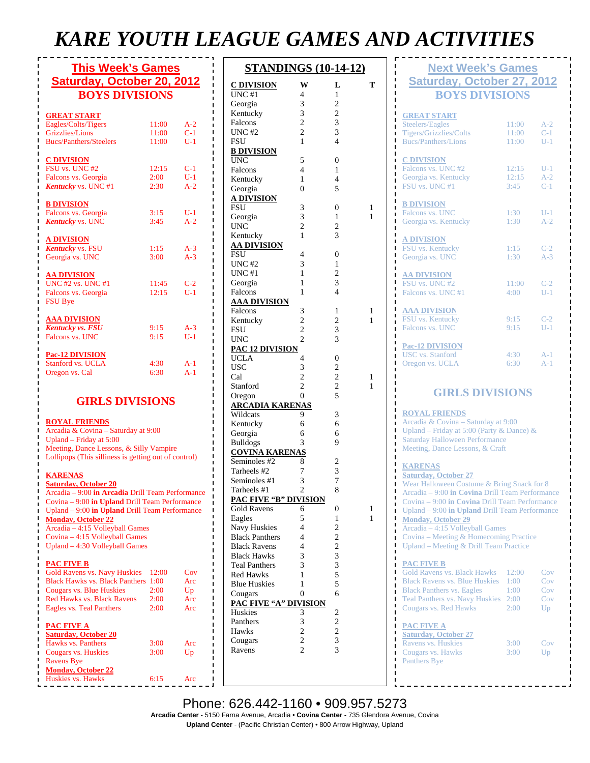# KARE YOUTH LEAGUE GAMES AND ACTIVITIES

## This Week's Games
## Saturday, October 20, 2012
### BOYS DIVISIONS

**GREAT START**

| | | |
|---|---|---|
| Eagles/Colts/Tigers | 11:00 | A-2 |
| Grizzlies/Lions | 11:00 | C-1 |
| Bucs/Panthers/Steelers | 11:00 | U-1 |

**C DIVISION**

| | | |
|---|---|---|
| FSU vs. UNC #2 | 12:15 | C-1 |
| Falcons vs. Georgia | 2:00 | U-1 |
| *Kentucky* vs. UNC #1 | 2:30 | A-2 |

**B DIVISION**

| | | |
|---|---|---|
| Falcons vs. Georgia | 3:15 | U-1 |
| *Kentucky* vs. UNC | 3:45 | A-2 |

**A DIVISION**

| | | |
|---|---|---|
| *Kentucky* vs. FSU | 1:15 | A-3 |
| Georgia vs. UNC | 3:00 | A-3 |

**AA DIVISION**

| | | |
|---|---|---|
| UNC #2 vs. UNC #1 | 11:45 | C-2 |
| Falcons vs. Georgia | 12:15 | U-1 |
| FSU Bye | | |

**AAA DIVISION**

| | | |
|---|---|---|
| *Kentucky vs. FSU* | 9:15 | A-3 |
| Falcons vs. UNC | 9:15 | U-1 |

**Pac-12 DIVISION**

| | | |
|---|---|---|
| Stanford vs. UCLA | 4:30 | A-1 |
| Oregon vs. Cal | 6:30 | A-1 |

### GIRLS DIVISIONS

**ROYAL FRIENDS**

Arcadia & Covina – Saturday at 9:00
Upland – Friday at 5:00
Meeting, Dance Lessons, & Silly Vampire Lollipops (This silliness is getting out of control)

**KARENAS**

**Saturday, October 20**
Arcadia – 9:00 **in Arcadia** Drill Team Performance
Covina – 9:00 **in Upland** Drill Team Performance
Upland – 9:00 **in Upland** Drill Team Performance
**Monday, October 22**
Arcadia – 4:15 Volleyball Games
Covina – 4:15 Volleyball Games
Upland – 4:30 Volleyball Games

**PAC FIVE B**

| | | |
|---|---|---|
| Gold Ravens vs. Navy Huskies | 12:00 | Cov |
| Black Hawks vs. Black Panthers | 1:00 | Arc |
| Cougars vs. Blue Huskies | 2:00 | Up |
| Red Hawks vs. Black Ravens | 2:00 | Arc |
| Eagles vs. Teal Panthers | 2:00 | Arc |

**PAC FIVE A**

**Saturday, October 20**

| | | |
|---|---|---|
| Hawks vs. Panthers | 3:00 | Arc |
| Cougars vs. Huskies | 3:00 | Up |
| Ravens Bye | | |

**Monday, October 22**

| | | |
|---|---|---|
| Huskies vs. Hawks | 6:15 | Arc |

## STANDINGS (10-14-12)

| **C DIVISION** | W | L | T |
|---|---|---|---|
| UNC #1 | 4 | 1 | |
| Georgia | 3 | 2 | |
| Kentucky | 3 | 2 | |
| Falcons | 2 | 3 | |
| UNC #2 | 2 | 3 | |
| FSU | 1 | 4 | |
| **B DIVISION** | | | |
| UNC | 5 | 0 | |
| Falcons | 4 | 1 | |
| Kentucky | 1 | 4 | |
| Georgia | 0 | 5 | |
| **A DIVISION** | | | |
| FSU | 3 | 0 | 1 |
| Georgia | 3 | 1 | 1 |
| UNC | 2 | 2 | |
| Kentucky | 1 | 3 | |
| **AA DIVISION** | | | |
| FSU | 4 | 0 | |
| UNC #2 | 3 | 1 | |
| UNC #1 | 1 | 2 | |
| Georgia | 1 | 3 | |
| Falcons | 1 | 4 | |
| **AAA DIVISION** | | | |
| Falcons | 3 | 1 | 1 |
| Kentucky | 2 | 2 | 1 |
| FSU | 2 | 3 | |
| UNC | 2 | 3 | |
| **PAC 12 DIVISION** | | | |
| UCLA | 4 | 0 | |
| USC | 3 | 2 | |
| Cal | 2 | 2 | 1 |
| Stanford | 2 | 2 | 1 |
| Oregon | 0 | 5 | |
| **ARCADIA KARENAS** | | | |
| Wildcats | 9 | 3 | |
| Kentucky | 6 | 6 | |
| Georgia | 6 | 6 | |
| Bulldogs | 3 | 9 | |
| **COVINA KARENAS** | | | |
| Seminoles #2 | 8 | 2 | |
| Tarheels #2 | 7 | 3 | |
| Seminoles #1 | 3 | 7 | |
| Tarheels #1 | 2 | 8 | |
| **PAC FIVE "B" DIVISION** | | | |
| Gold Ravens | 6 | 0 | 1 |
| Eagles | 5 | 1 | 1 |
| Navy Huskies | 4 | 2 | |
| Black Panthers | 4 | 2 | |
| Black Ravens | 4 | 2 | |
| Black Hawks | 3 | 3 | |
| Teal Panthers | 3 | 3 | |
| Red Hawks | 1 | 5 | |
| Blue Huskies | 1 | 5 | |
| Cougars | 0 | 6 | |
| **PAC FIVE "A" DIVISION** | | | |
| Huskies | 3 | 2 | |
| Panthers | 3 | 2 | |
| Hawks | 2 | 2 | |
| Cougars | 2 | 3 | |
| Ravens | 2 | 3 | |

## Next Week's Games
## Saturday, October 27, 2012
### BOYS DIVISIONS

**GREAT START**

| | | |
|---|---|---|
| Steelers/Eagles | 11:00 | A-2 |
| Tigers/Grizzlies/Colts | 11:00 | C-1 |
| Bucs/Panthers/Lions | 11:00 | U-1 |

**C DIVISION**

| | | |
|---|---|---|
| Falcons vs. UNC #2 | 12:15 | U-1 |
| Georgia vs. Kentucky | 12:15 | A-2 |
| FSU vs. UNC #1 | 3:45 | C-1 |

**B DIVISION**

| | | |
|---|---|---|
| Falcons vs. UNC | 1:30 | U-1 |
| Georgia vs. Kentucky | 1:30 | A-2 |

**A DIVISION**

| | | |
|---|---|---|
| FSU vs. Kentucky | 1:15 | C-2 |
| Georgia vs. UNC | 1:30 | A-3 |

**AA DIVISION**

| | | |
|---|---|---|
| FSU vs. UNC #2 | 11:00 | C-2 |
| Falcons vs. UNC #1 | 4:00 | U-1 |

**AAA DIVISION**

| | | |
|---|---|---|
| FSU vs. Kentucky | 9:15 | C-2 |
| Falcons vs. UNC | 9:15 | U-1 |

**Pac-12 DIVISION**

| | | |
|---|---|---|
| USC vs. Stanford | 4:30 | A-1 |
| Oregon vs. UCLA | 6:30 | A-1 |

### GIRLS DIVISIONS

**ROYAL FRIENDS**

Arcadia & Covina – Saturday at 9:00
Upland – Friday at 5:00 (Party & Dance) & Saturday Halloween Performance
Meeting, Dance Lessons, & Craft

**KARENAS**

**Saturday, October 27**
Wear Halloween Costume & Bring Snack for 8
Arcadia – 9:00 **in Covina** Drill Team Performance
Covina – 9:00 **in Covina** Drill Team Performance
Upland – 9:00 **in Upland** Drill Team Performance
**Monday, October 29**
Arcadia – 4:15 Volleyball Games
Covina – Meeting & Homecoming Practice
Upland – Meeting & Drill Team Practice

**PAC FIVE B**

| | | |
|---|---|---|
| Gold Ravens vs. Black Hawks | 12:00 | Cov |
| Black Ravens vs. Blue Huskies | 1:00 | Cov |
| Black Panthers vs. Eagles | 1:00 | Cov |
| Teal Panthers vs. Navy Huskies | 2:00 | Cov |
| Cougars vs. Red Hawks | 2:00 | Up |

**PAC FIVE A**

**Saturday, October 27**

| | | |
|---|---|---|
| Ravens vs. Huskies | 3:00 | Cov |
| Cougars vs. Hawks | 3:00 | Up |
| Panthers Bye | | |

Phone: 626.442-1160 • 909.957.5273

**Arcadia Center** - 5150 Farna Avenue, Arcadia • **Covina Center** - 735 Glendora Avenue, Covina
**Upland Center** - (Pacific Christian Center) • 800 Arrow Highway, Upland